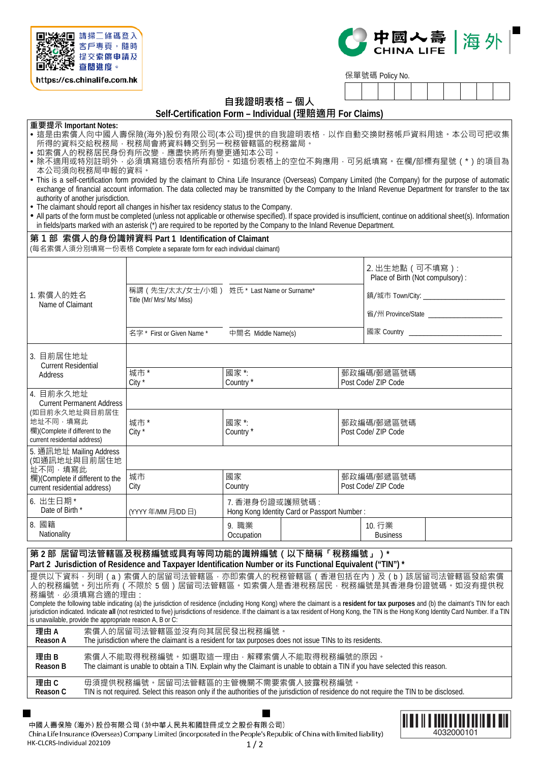請掃二條碼登入客戶專頁，隨時提交索償申請及查閱進度。
https://cs.chinalife.com.hk

中國人壽 CHINA LIFE | 海外

保單號碼 Policy No.

# 自我證明表格 – 個人
# Self-Certification Form – Individual (理賠適用 For Claims)

**重要提示 Important Notes:**

- 這是由索償人向中國人壽保險(海外)股份有限公司(本公司)提供的自我證明表格，以作自動交換財務帳戶資料用途。本公司可把收集所得的資料交給稅務局，稅務局會將資料轉交到另一稅務管轄區的稅務當局。
- 如索償人的稅務居民身份有所改變，應盡快將所有變更通知本公司。
- 除不適用或特別註明外，必須填寫這份表格所有部份。如這份表格上的空位不夠應用，可另紙填寫。在欄/部標有星號 ( * ) 的項目為本公司須向稅務局申報的資料。
- This is a self-certification form provided by the claimant to China Life Insurance (Overseas) Company Limited (the Company) for the purpose of automatic exchange of financial account information. The data collected may be transmitted by the Company to the Inland Revenue Department for transfer to the tax authority of another jurisdiction.
- The claimant should report all changes in his/her tax residency status to the Company.
- All parts of the form must be completed (unless not applicable or otherwise specified). If space provided is insufficient, continue on additional sheet(s). Information in fields/parts marked with an asterisk (*) are required to be reported by the Company to the Inland Revenue Department.

## 第 1 部 索償人的身份識辨資料 Part 1 Identification of Claimant

(每名索償人須分別填寫一份表格 Complete a separate form for each individual claimant)

| 1. 索償人的姓名 Name of Claimant | 稱謂（先生/太太/女士/小姐）Title (Mr/ Mrs/ Ms/ Miss) | 姓氏 * Last Name or Surname* | 2. 出生地點（可不填寫）: Place of Birth (Not compulsory) : 鎮/城市 Town/City: ______ 省/州 Province/State ______ 國家 Country ______ |
|---|---|---|---|
| | 名字 * First or Given Name * | 中間名 Middle Name(s) | |
| 3. 目前居住地址 Current Residential Address | 城市 * City * | 國家 *: Country * | 郵政編碼/郵遞區號碼 Post Code/ ZIP Code |
| 4. 目前永久地址 Current Permanent Address (如目前永久地址與目前居住地址不同，填寫此欄)(Complete if different to the current residential address) | 城市 * City * | 國家 *: Country * | 郵政編碼/郵遞區號碼 Post Code/ ZIP Code |
| 5. 通訊地址 Mailing Address (如通訊地址與目前居住地址不同，填寫此欄)(Complete if different to the current residential address) | 城市 City | 國家 Country | 郵政編碼/郵遞區號碼 Post Code/ ZIP Code |
| 6. 出生日期 * Date of Birth * | (YYYY 年/MM 月/DD 日) | 7. 香港身份證或護照號碼：Hong Kong Identity Card or Passport Number : | |
| 8. 國籍 Nationality | | 9. 職業 Occupation | 10. 行業 Business |

## 第 2 部 居留司法管轄區及稅務編號或具有等同功能的識辨編號（以下簡稱「稅務編號」）* Part 2 Jurisdiction of Residence and Taxpayer Identification Number or its Functional Equivalent ("TIN") *

提供以下資料，列明（a）索償人的居留司法管轄區，亦即索償人的稅務管轄區（香港包括在內）及（b）該居留司法管轄區發給索償人的稅務編號。列出所有（不限於 5 個）居留司法管轄區。如索償人是香港稅務居民，稅務編號是其香港身份證號碼。如沒有提供稅務編號，必須填寫合適的理由：

Complete the following table indicating (a) the jurisdiction of residence (including Hong Kong) where the claimant is a **resident for tax purposes** and (b) the claimant's TIN for each jurisdiction indicated. Indicate **all** (not restricted to five) jurisdictions of residence. If the claimant is a tax resident of Hong Kong, the TIN is the Hong Kong Identity Card Number. If a TIN is unavailable, provide the appropriate reason A, B or C:

| | |
|---|---|
| **理由 A Reason A** | 索償人的居留司法管轄區並沒有向其居民發出稅務編號。The jurisdiction where the claimant is a resident for tax purposes does not issue TINs to its residents. |
| **理由 B Reason B** | 索償人不能取得稅務編號。如選取這一理由，解釋索償人不能取得稅務編號的原因。The claimant is unable to obtain a TIN. Explain why the Claimant is unable to obtain a TIN if you have selected this reason. |
| **理由 C Reason C** | 毋須提供稅務編號。居留司法管轄區的主管機關不需要索償人披露稅務編號。TIN is not required. Select this reason only if the authorities of the jurisdiction of residence do not require the TIN to be disclosed. |

中國人壽保險 (海外) 股份有限公司 (於中華人民共和國註冊成立之股份有限公司)
China Life Insurance (Overseas) Company Limited (incorporated in the People's Republic of China with limited liability)
HK-CLCRS-Individual 202109

4032000101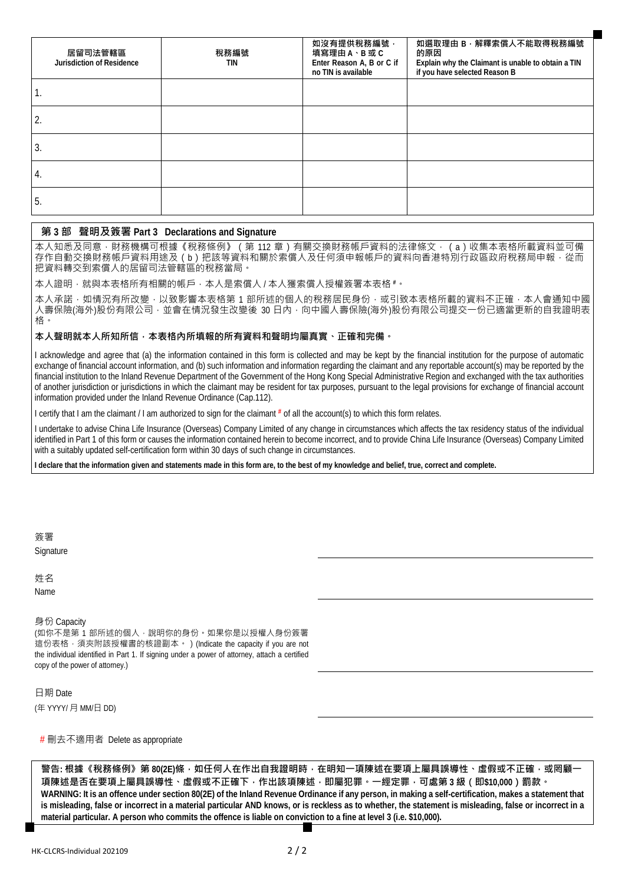| 居留司法管轄區<br>Jurisdiction of Residence | 稅務編號<br>TIN | 如沒有提供稅務編號，填寫理由 A、B 或 C<br>Enter Reason A, B or C if no TIN is available | 如選取理由 B，解釋索償人不能取得稅務編號的原因<br>Explain why the Claimant is unable to obtain a TIN if you have selected Reason B |
|---|---|---|---|
| 1. | | | |
| 2. | | | |
| 3. | | | |
| 4. | | | |
| 5. | | | |

## 第 3 部 聲明及簽署 Part 3 Declarations and Signature

本人知悉及同意，財務機構可根據《稅務條例》（第 112 章）有關交換財務帳戶資料的法律條文，（a）收集本表格所載資料並可備存作自動交換財務帳戶資料用途及（b）把該等資料和關於索償人及任何須申報帳戶的資料向香港特別行政區政府稅務局申報，從而把資料轉交到索償人的居留司法管轄區的稅務當局。

本人證明，就與本表格所有相關的帳戶，本人是索償人 / 本人獲索償人授權簽署本表格 #。

本人承諾，如情況有所改變，以致影響本表格第 1 部所述的個人的稅務居民身份，或引致本表格所載的資料不正確，本人會通知中國人壽保險(海外)股份有限公司，並會在情況發生改變後 30 日內，向中國人壽保險(海外)股份有限公司提交一份已適當更新的自我證明表格。

**本人聲明就本人所知所信，本表格內所填報的所有資料和聲明均屬真實、正確和完備。**

I acknowledge and agree that (a) the information contained in this form is collected and may be kept by the financial institution for the purpose of automatic exchange of financial account information, and (b) such information and information regarding the claimant and any reportable account(s) may be reported by the financial institution to the Inland Revenue Department of the Government of the Hong Kong Special Administrative Region and exchanged with the tax authorities of another jurisdiction or jurisdictions in which the claimant may be resident for tax purposes, pursuant to the legal provisions for exchange of financial account information provided under the Inland Revenue Ordinance (Cap.112).

I certify that I am the claimant / I am authorized to sign for the claimant # of all the account(s) to which this form relates.

I undertake to advise China Life Insurance (Overseas) Company Limited of any change in circumstances which affects the tax residency status of the individual identified in Part 1 of this form or causes the information contained herein to become incorrect, and to provide China Life Insurance (Overseas) Company Limited with a suitably updated self-certification form within 30 days of such change in circumstances.

**I declare that the information given and statements made in this form are, to the best of my knowledge and belief, true, correct and complete.**

簽署
Signature ______________________

姓名
Name ______________________

身份 Capacity
(如你不是第 1 部所述的個人，說明你的身份。如果你是以授權人身份簽署這份表格，須夾附該授權書的核證副本。) (Indicate the capacity if you are not the individual identified in Part 1. If signing under a power of attorney, attach a certified copy of the power of attorney.) ______________________

日期 Date
(年 YYYY/ 月 MM/日 DD) ______________________

# 刪去不適用者 Delete as appropriate

**警告: 根據《稅務條例》第 80(2E)條，如任何人在作出自我證明時，在明知一項陳述在要項上屬具誤導性、虛假或不正確，或罔顧一項陳述是否在要項上屬具誤導性、虛假或不正確下，作出該項陳述，即屬犯罪。一經定罪，可處第 3 級（即$10,000）罰款。**

**WARNING: It is an offence under section 80(2E) of the Inland Revenue Ordinance if any person, in making a self-certification, makes a statement that is misleading, false or incorrect in a material particular AND knows, or is reckless as to whether, the statement is misleading, false or incorrect in a material particular. A person who commits the offence is liable on conviction to a fine at level 3 (i.e. $10,000).**

HK-CLCRS-Individual 202109